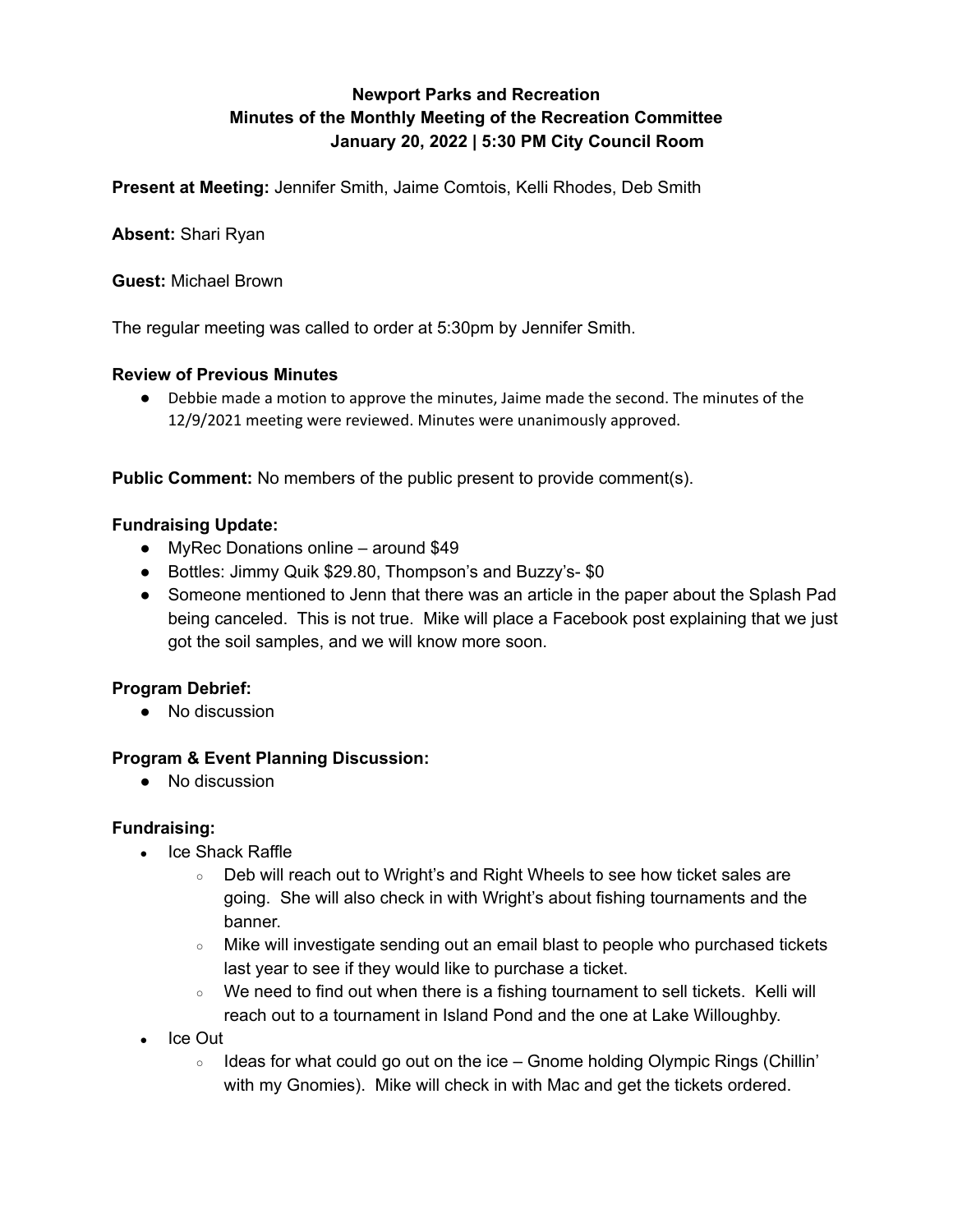**Newport Parks and Recreation**
**Minutes of the Monthly Meeting of the Recreation Committee**
**January 20, 2022 | 5:30 PM City Council Room**

**Present at Meeting:** Jennifer Smith, Jaime Comtois, Kelli Rhodes, Deb Smith

**Absent:** Shari Ryan

**Guest:** Michael Brown

The regular meeting was called to order at 5:30pm by Jennifer Smith.

### Review of Previous Minutes

- Debbie made a motion to approve the minutes, Jaime made the second. The minutes of the 12/9/2021 meeting were reviewed. Minutes were unanimously approved.

**Public Comment:** No members of the public present to provide comment(s).

### Fundraising Update:

- MyRec Donations online – around $49
- Bottles: Jimmy Quik $29.80, Thompson's and Buzzy's- $0
- Someone mentioned to Jenn that there was an article in the paper about the Splash Pad being canceled. This is not true. Mike will place a Facebook post explaining that we just got the soil samples, and we will know more soon.

### Program Debrief:

- No discussion

### Program & Event Planning Discussion:

- No discussion

### Fundraising:

- Ice Shack Raffle
  - Deb will reach out to Wright's and Right Wheels to see how ticket sales are going. She will also check in with Wright's about fishing tournaments and the banner.
  - Mike will investigate sending out an email blast to people who purchased tickets last year to see if they would like to purchase a ticket.
  - We need to find out when there is a fishing tournament to sell tickets. Kelli will reach out to a tournament in Island Pond and the one at Lake Willoughby.
- Ice Out
  - Ideas for what could go out on the ice – Gnome holding Olympic Rings (Chillin' with my Gnomies). Mike will check in with Mac and get the tickets ordered.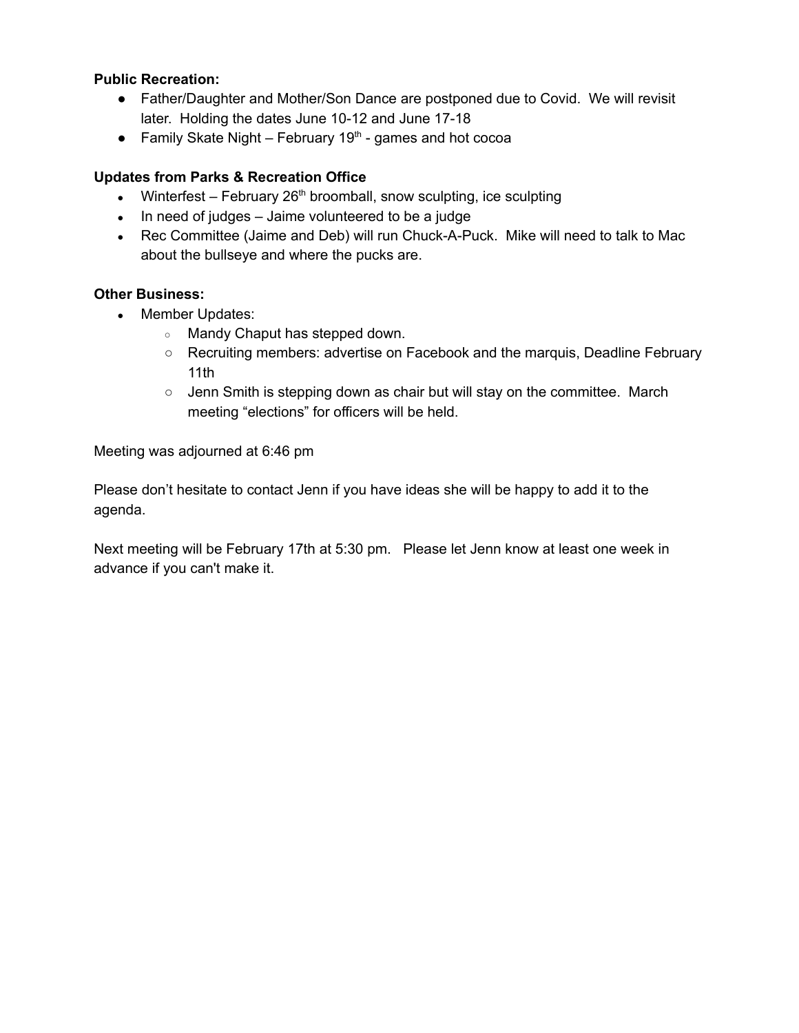**Public Recreation:**

- Father/Daughter and Mother/Son Dance are postponed due to Covid. We will revisit later. Holding the dates June 10-12 and June 17-18
- Family Skate Night – February 19th - games and hot cocoa

**Updates from Parks & Recreation Office**

- Winterfest – February 26th broomball, snow sculpting, ice sculpting
- In need of judges – Jaime volunteered to be a judge
- Rec Committee (Jaime and Deb) will run Chuck-A-Puck. Mike will need to talk to Mac about the bullseye and where the pucks are.

**Other Business:**

- Member Updates:
  - Mandy Chaput has stepped down.
  - Recruiting members: advertise on Facebook and the marquis, Deadline February 11th
  - Jenn Smith is stepping down as chair but will stay on the committee. March meeting "elections" for officers will be held.

Meeting was adjourned at 6:46 pm

Please don't hesitate to contact Jenn if you have ideas she will be happy to add it to the agenda.

Next meeting will be February 17th at 5:30 pm. Please let Jenn know at least one week in advance if you can't make it.